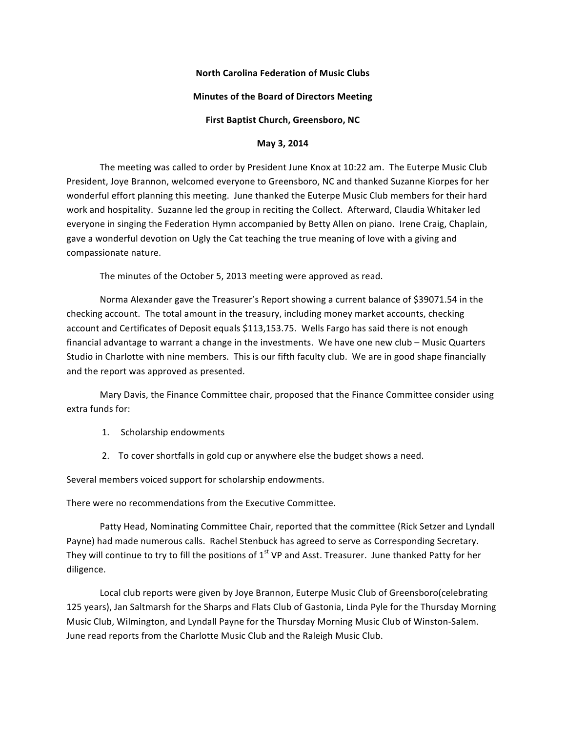**North Carolina Federation of Music Clubs**

**Minutes of the Board of Directors Meeting**

**First Baptist Church, Greensboro, NC**

**May 3, 2014**

The meeting was called to order by President June Knox at 10:22 am. The Euterpe Music Club President, Joye Brannon, welcomed everyone to Greensboro, NC and thanked Suzanne Kiorpes for her wonderful effort planning this meeting. June thanked the Euterpe Music Club members for their hard work and hospitality. Suzanne led the group in reciting the Collect. Afterward, Claudia Whitaker led everyone in singing the Federation Hymn accompanied by Betty Allen on piano. Irene Craig, Chaplain, gave a wonderful devotion on Ugly the Cat teaching the true meaning of love with a giving and compassionate nature.

The minutes of the October 5, 2013 meeting were approved as read.

Norma Alexander gave the Treasurer's Report showing a current balance of $39071.54 in the checking account. The total amount in the treasury, including money market accounts, checking account and Certificates of Deposit equals $113,153.75. Wells Fargo has said there is not enough financial advantage to warrant a change in the investments. We have one new club – Music Quarters Studio in Charlotte with nine members. This is our fifth faculty club. We are in good shape financially and the report was approved as presented.

Mary Davis, the Finance Committee chair, proposed that the Finance Committee consider using extra funds for:

1. Scholarship endowments
2. To cover shortfalls in gold cup or anywhere else the budget shows a need.

Several members voiced support for scholarship endowments.

There were no recommendations from the Executive Committee.

Patty Head, Nominating Committee Chair, reported that the committee (Rick Setzer and Lyndall Payne) had made numerous calls. Rachel Stenbuck has agreed to serve as Corresponding Secretary. They will continue to try to fill the positions of 1st VP and Asst. Treasurer. June thanked Patty for her diligence.

Local club reports were given by Joye Brannon, Euterpe Music Club of Greensboro(celebrating 125 years), Jan Saltmarsh for the Sharps and Flats Club of Gastonia, Linda Pyle for the Thursday Morning Music Club, Wilmington, and Lyndall Payne for the Thursday Morning Music Club of Winston-Salem. June read reports from the Charlotte Music Club and the Raleigh Music Club.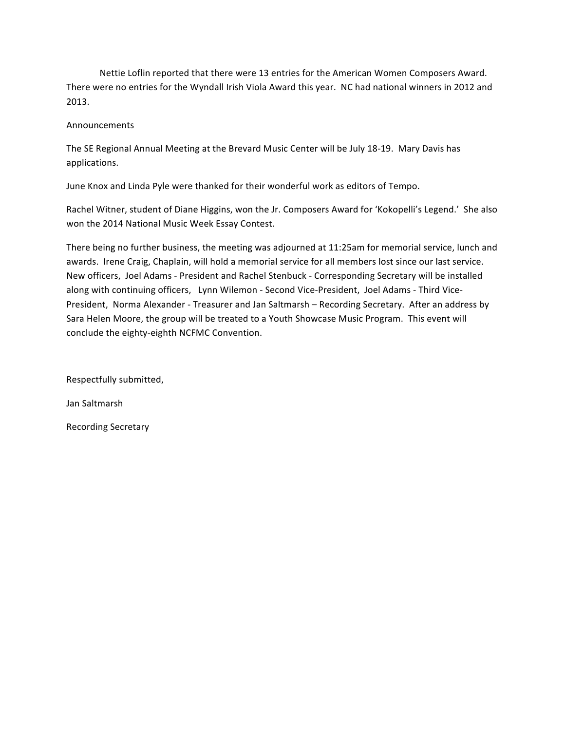Nettie Loflin reported that there were 13 entries for the American Women Composers Award. There were no entries for the Wyndall Irish Viola Award this year. NC had national winners in 2012 and 2013.

Announcements

The SE Regional Annual Meeting at the Brevard Music Center will be July 18-19. Mary Davis has applications.

June Knox and Linda Pyle were thanked for their wonderful work as editors of Tempo.

Rachel Witner, student of Diane Higgins, won the Jr. Composers Award for 'Kokopelli's Legend.' She also won the 2014 National Music Week Essay Contest.

There being no further business, the meeting was adjourned at 11:25am for memorial service, lunch and awards. Irene Craig, Chaplain, will hold a memorial service for all members lost since our last service. New officers, Joel Adams - President and Rachel Stenbuck - Corresponding Secretary will be installed along with continuing officers, Lynn Wilemon - Second Vice-President, Joel Adams - Third Vice-President, Norma Alexander - Treasurer and Jan Saltmarsh – Recording Secretary. After an address by Sara Helen Moore, the group will be treated to a Youth Showcase Music Program. This event will conclude the eighty-eighth NCFMC Convention.

Respectfully submitted,

Jan Saltmarsh

Recording Secretary